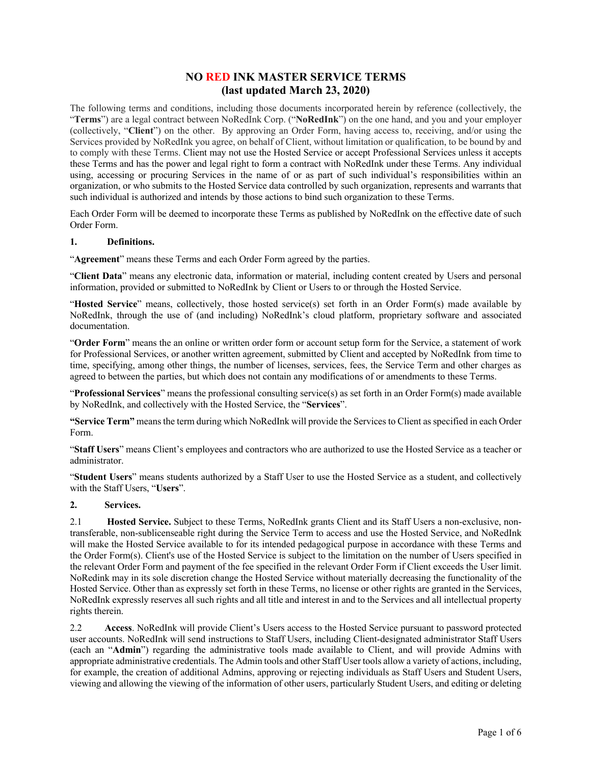# NO RED INK MASTER SERVICE TERMS
## (last updated March 23, 2020)

The following terms and conditions, including those documents incorporated herein by reference (collectively, the "**Terms**") are a legal contract between NoRedInk Corp. ("**NoRedInk**") on the one hand, and you and your employer (collectively, "**Client**") on the other. By approving an Order Form, having access to, receiving, and/or using the Services provided by NoRedInk you agree, on behalf of Client, without limitation or qualification, to be bound by and to comply with these Terms. Client may not use the Hosted Service or accept Professional Services unless it accepts these Terms and has the power and legal right to form a contract with NoRedInk under these Terms. Any individual using, accessing or procuring Services in the name of or as part of such individual's responsibilities within an organization, or who submits to the Hosted Service data controlled by such organization, represents and warrants that such individual is authorized and intends by those actions to bind such organization to these Terms.

Each Order Form will be deemed to incorporate these Terms as published by NoRedInk on the effective date of such Order Form.

**1. Definitions.**

"**Agreement**" means these Terms and each Order Form agreed by the parties.

"**Client Data**" means any electronic data, information or material, including content created by Users and personal information, provided or submitted to NoRedInk by Client or Users to or through the Hosted Service.

"**Hosted Service**" means, collectively, those hosted service(s) set forth in an Order Form(s) made available by NoRedInk, through the use of (and including) NoRedInk's cloud platform, proprietary software and associated documentation.

"**Order Form**" means the an online or written order form or account setup form for the Service, a statement of work for Professional Services, or another written agreement, submitted by Client and accepted by NoRedInk from time to time, specifying, among other things, the number of licenses, services, fees, the Service Term and other charges as agreed to between the parties, but which does not contain any modifications of or amendments to these Terms.

"**Professional Services**" means the professional consulting service(s) as set forth in an Order Form(s) made available by NoRedInk, and collectively with the Hosted Service, the "**Services**".

**"Service Term"** means the term during which NoRedInk will provide the Services to Client as specified in each Order Form.

"**Staff Users**" means Client's employees and contractors who are authorized to use the Hosted Service as a teacher or administrator.

"**Student Users**" means students authorized by a Staff User to use the Hosted Service as a student, and collectively with the Staff Users, "**Users**".

**2. Services.**

2.1 **Hosted Service.** Subject to these Terms, NoRedInk grants Client and its Staff Users a non-exclusive, non-transferable, non-sublicenseable right during the Service Term to access and use the Hosted Service, and NoRedInk will make the Hosted Service available to for its intended pedagogical purpose in accordance with these Terms and the Order Form(s). Client's use of the Hosted Service is subject to the limitation on the number of Users specified in the relevant Order Form and payment of the fee specified in the relevant Order Form if Client exceeds the User limit. NoRedink may in its sole discretion change the Hosted Service without materially decreasing the functionality of the Hosted Service. Other than as expressly set forth in these Terms, no license or other rights are granted in the Services, NoRedInk expressly reserves all such rights and all title and interest in and to the Services and all intellectual property rights therein.

2.2 **Access**. NoRedInk will provide Client's Users access to the Hosted Service pursuant to password protected user accounts. NoRedInk will send instructions to Staff Users, including Client-designated administrator Staff Users (each an "**Admin**") regarding the administrative tools made available to Client, and will provide Admins with appropriate administrative credentials. The Admin tools and other Staff User tools allow a variety of actions, including, for example, the creation of additional Admins, approving or rejecting individuals as Staff Users and Student Users, viewing and allowing the viewing of the information of other users, particularly Student Users, and editing or deleting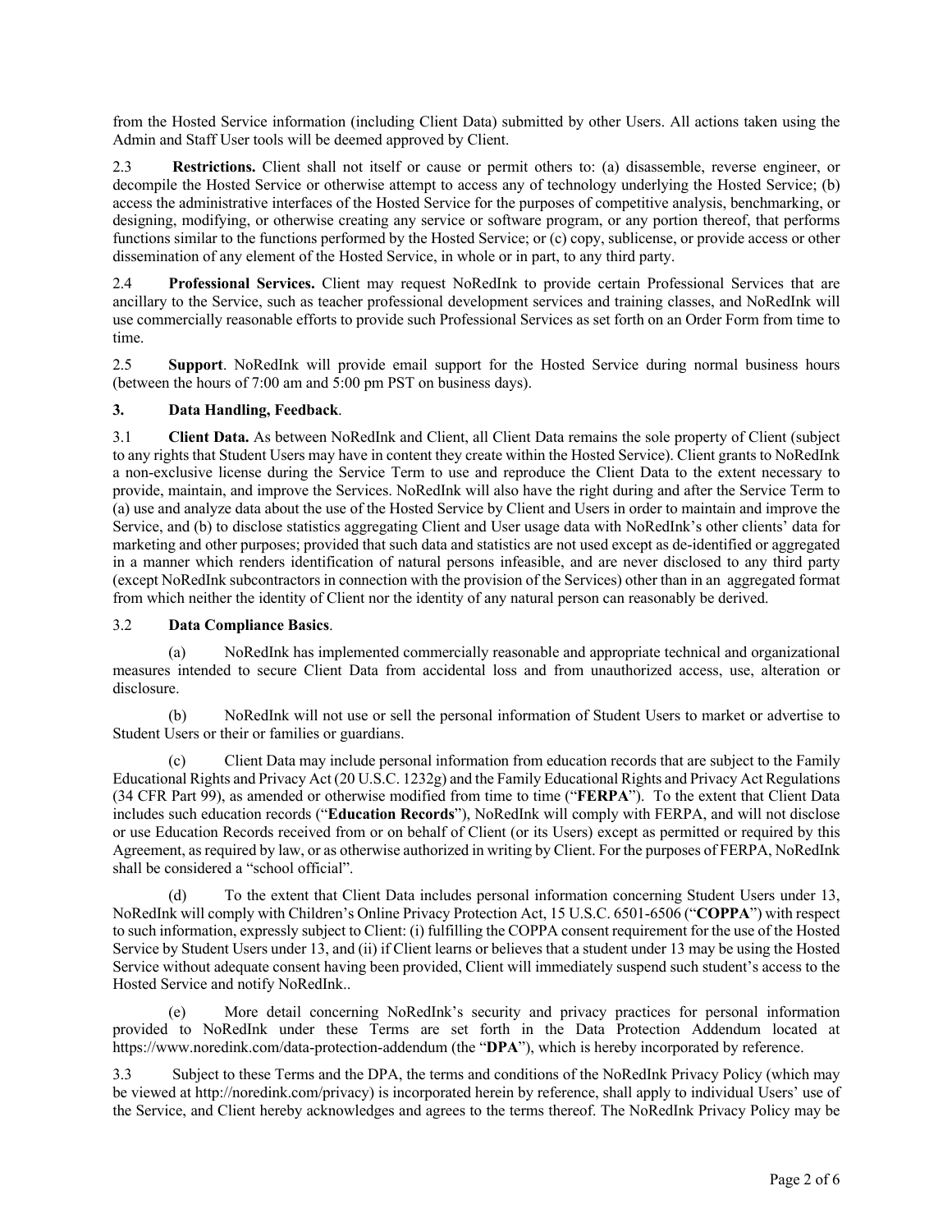from the Hosted Service information (including Client Data) submitted by other Users. All actions taken using the Admin and Staff User tools will be deemed approved by Client.

2.3 **Restrictions.** Client shall not itself or cause or permit others to: (a) disassemble, reverse engineer, or decompile the Hosted Service or otherwise attempt to access any of technology underlying the Hosted Service; (b) access the administrative interfaces of the Hosted Service for the purposes of competitive analysis, benchmarking, or designing, modifying, or otherwise creating any service or software program, or any portion thereof, that performs functions similar to the functions performed by the Hosted Service; or (c) copy, sublicense, or provide access or other dissemination of any element of the Hosted Service, in whole or in part, to any third party.

2.4 **Professional Services.** Client may request NoRedInk to provide certain Professional Services that are ancillary to the Service, such as teacher professional development services and training classes, and NoRedInk will use commercially reasonable efforts to provide such Professional Services as set forth on an Order Form from time to time.

2.5 **Support**. NoRedInk will provide email support for the Hosted Service during normal business hours (between the hours of 7:00 am and 5:00 pm PST on business days).

### 3. Data Handling, Feedback.

3.1 **Client Data.** As between NoRedInk and Client, all Client Data remains the sole property of Client (subject to any rights that Student Users may have in content they create within the Hosted Service). Client grants to NoRedInk a non-exclusive license during the Service Term to use and reproduce the Client Data to the extent necessary to provide, maintain, and improve the Services. NoRedInk will also have the right during and after the Service Term to (a) use and analyze data about the use of the Hosted Service by Client and Users in order to maintain and improve the Service, and (b) to disclose statistics aggregating Client and User usage data with NoRedInk's other clients' data for marketing and other purposes; provided that such data and statistics are not used except as de-identified or aggregated in a manner which renders identification of natural persons infeasible, and are never disclosed to any third party (except NoRedInk subcontractors in connection with the provision of the Services) other than in an aggregated format from which neither the identity of Client nor the identity of any natural person can reasonably be derived.

3.2 **Data Compliance Basics**.

(a) NoRedInk has implemented commercially reasonable and appropriate technical and organizational measures intended to secure Client Data from accidental loss and from unauthorized access, use, alteration or disclosure.

(b) NoRedInk will not use or sell the personal information of Student Users to market or advertise to Student Users or their or families or guardians.

(c) Client Data may include personal information from education records that are subject to the Family Educational Rights and Privacy Act (20 U.S.C. 1232g) and the Family Educational Rights and Privacy Act Regulations (34 CFR Part 99), as amended or otherwise modified from time to time ("**FERPA**"). To the extent that Client Data includes such education records ("**Education Records**"), NoRedInk will comply with FERPA, and will not disclose or use Education Records received from or on behalf of Client (or its Users) except as permitted or required by this Agreement, as required by law, or as otherwise authorized in writing by Client. For the purposes of FERPA, NoRedInk shall be considered a "school official".

(d) To the extent that Client Data includes personal information concerning Student Users under 13, NoRedInk will comply with Children's Online Privacy Protection Act, 15 U.S.C. 6501-6506 ("**COPPA**") with respect to such information, expressly subject to Client: (i) fulfilling the COPPA consent requirement for the use of the Hosted Service by Student Users under 13, and (ii) if Client learns or believes that a student under 13 may be using the Hosted Service without adequate consent having been provided, Client will immediately suspend such student's access to the Hosted Service and notify NoRedInk..

(e) More detail concerning NoRedInk's security and privacy practices for personal information provided to NoRedInk under these Terms are set forth in the Data Protection Addendum located at https://www.noredink.com/data-protection-addendum (the "**DPA**"), which is hereby incorporated by reference.

3.3 Subject to these Terms and the DPA, the terms and conditions of the NoRedInk Privacy Policy (which may be viewed at http://noredink.com/privacy) is incorporated herein by reference, shall apply to individual Users' use of the Service, and Client hereby acknowledges and agrees to the terms thereof. The NoRedInk Privacy Policy may be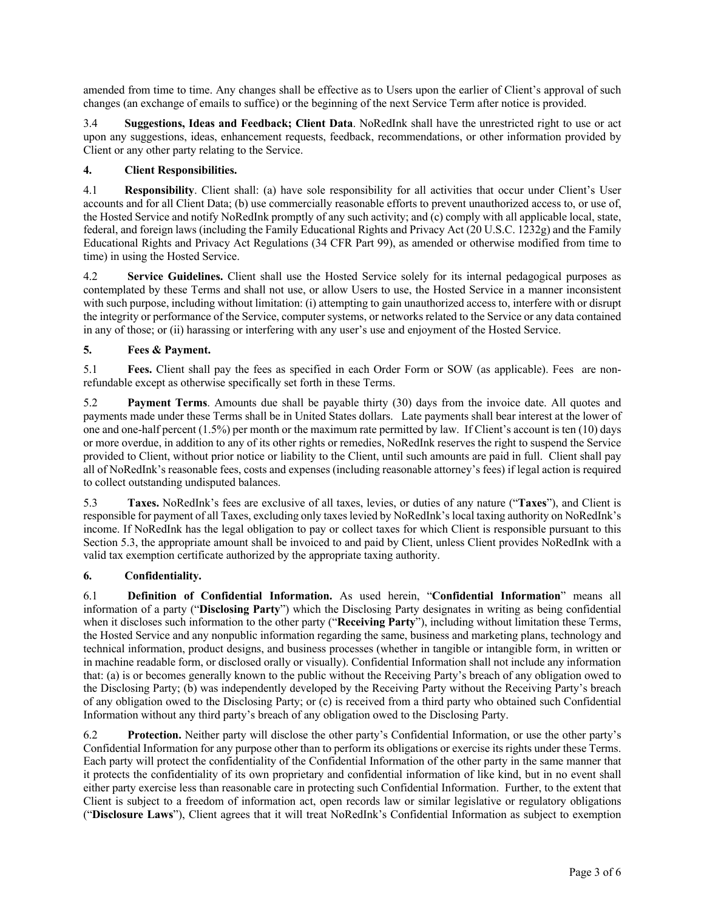amended from time to time. Any changes shall be effective as to Users upon the earlier of Client's approval of such changes (an exchange of emails to suffice) or the beginning of the next Service Term after notice is provided.

3.4 **Suggestions, Ideas and Feedback; Client Data**. NoRedInk shall have the unrestricted right to use or act upon any suggestions, ideas, enhancement requests, feedback, recommendations, or other information provided by Client or any other party relating to the Service.

### 4. Client Responsibilities.

4.1 **Responsibility**. Client shall: (a) have sole responsibility for all activities that occur under Client's User accounts and for all Client Data; (b) use commercially reasonable efforts to prevent unauthorized access to, or use of, the Hosted Service and notify NoRedInk promptly of any such activity; and (c) comply with all applicable local, state, federal, and foreign laws (including the Family Educational Rights and Privacy Act (20 U.S.C. 1232g) and the Family Educational Rights and Privacy Act Regulations (34 CFR Part 99), as amended or otherwise modified from time to time) in using the Hosted Service.

4.2 **Service Guidelines.** Client shall use the Hosted Service solely for its internal pedagogical purposes as contemplated by these Terms and shall not use, or allow Users to use, the Hosted Service in a manner inconsistent with such purpose, including without limitation: (i) attempting to gain unauthorized access to, interfere with or disrupt the integrity or performance of the Service, computer systems, or networks related to the Service or any data contained in any of those; or (ii) harassing or interfering with any user's use and enjoyment of the Hosted Service.

### 5. Fees & Payment.

5.1 **Fees.** Client shall pay the fees as specified in each Order Form or SOW (as applicable). Fees are non-refundable except as otherwise specifically set forth in these Terms.

5.2 **Payment Terms**. Amounts due shall be payable thirty (30) days from the invoice date. All quotes and payments made under these Terms shall be in United States dollars. Late payments shall bear interest at the lower of one and one-half percent (1.5%) per month or the maximum rate permitted by law. If Client's account is ten (10) days or more overdue, in addition to any of its other rights or remedies, NoRedInk reserves the right to suspend the Service provided to Client, without prior notice or liability to the Client, until such amounts are paid in full. Client shall pay all of NoRedInk's reasonable fees, costs and expenses (including reasonable attorney's fees) if legal action is required to collect outstanding undisputed balances.

5.3 **Taxes.** NoRedInk's fees are exclusive of all taxes, levies, or duties of any nature ("**Taxes**"), and Client is responsible for payment of all Taxes, excluding only taxes levied by NoRedInk's local taxing authority on NoRedInk's income. If NoRedInk has the legal obligation to pay or collect taxes for which Client is responsible pursuant to this Section 5.3, the appropriate amount shall be invoiced to and paid by Client, unless Client provides NoRedInk with a valid tax exemption certificate authorized by the appropriate taxing authority.

### 6. Confidentiality.

6.1 **Definition of Confidential Information.** As used herein, "**Confidential Information**" means all information of a party ("**Disclosing Party**") which the Disclosing Party designates in writing as being confidential when it discloses such information to the other party ("**Receiving Party**"), including without limitation these Terms, the Hosted Service and any nonpublic information regarding the same, business and marketing plans, technology and technical information, product designs, and business processes (whether in tangible or intangible form, in written or in machine readable form, or disclosed orally or visually). Confidential Information shall not include any information that: (a) is or becomes generally known to the public without the Receiving Party's breach of any obligation owed to the Disclosing Party; (b) was independently developed by the Receiving Party without the Receiving Party's breach of any obligation owed to the Disclosing Party; or (c) is received from a third party who obtained such Confidential Information without any third party's breach of any obligation owed to the Disclosing Party.

6.2 **Protection.** Neither party will disclose the other party's Confidential Information, or use the other party's Confidential Information for any purpose other than to perform its obligations or exercise its rights under these Terms. Each party will protect the confidentiality of the Confidential Information of the other party in the same manner that it protects the confidentiality of its own proprietary and confidential information of like kind, but in no event shall either party exercise less than reasonable care in protecting such Confidential Information. Further, to the extent that Client is subject to a freedom of information act, open records law or similar legislative or regulatory obligations ("**Disclosure Laws**"), Client agrees that it will treat NoRedInk's Confidential Information as subject to exemption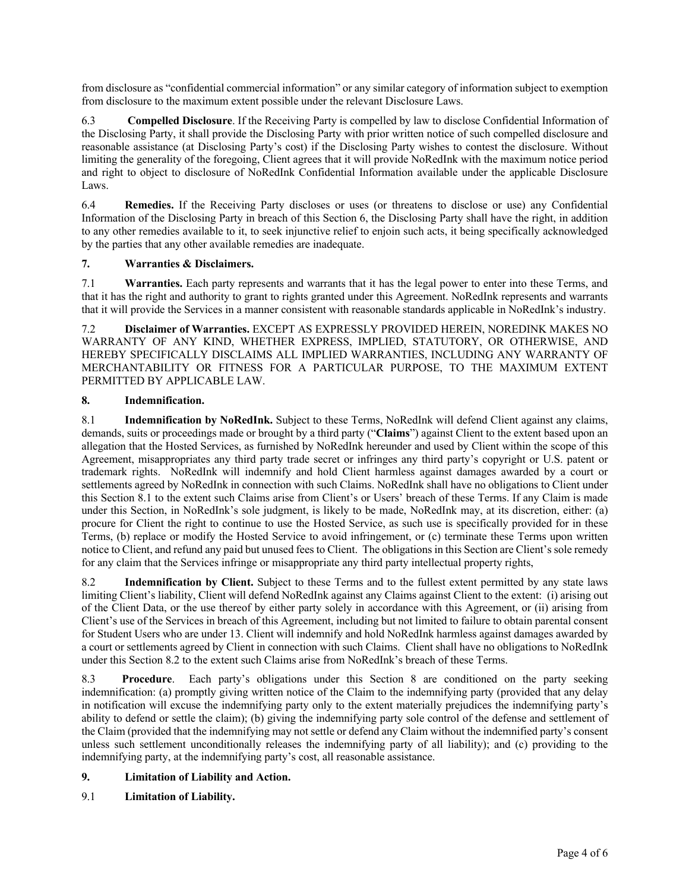from disclosure as "confidential commercial information" or any similar category of information subject to exemption from disclosure to the maximum extent possible under the relevant Disclosure Laws.

6.3 **Compelled Disclosure**. If the Receiving Party is compelled by law to disclose Confidential Information of the Disclosing Party, it shall provide the Disclosing Party with prior written notice of such compelled disclosure and reasonable assistance (at Disclosing Party's cost) if the Disclosing Party wishes to contest the disclosure. Without limiting the generality of the foregoing, Client agrees that it will provide NoRedInk with the maximum notice period and right to object to disclosure of NoRedInk Confidential Information available under the applicable Disclosure Laws.

6.4 **Remedies.** If the Receiving Party discloses or uses (or threatens to disclose or use) any Confidential Information of the Disclosing Party in breach of this Section 6, the Disclosing Party shall have the right, in addition to any other remedies available to it, to seek injunctive relief to enjoin such acts, it being specifically acknowledged by the parties that any other available remedies are inadequate.

**7. Warranties & Disclaimers.**

7.1 **Warranties.** Each party represents and warrants that it has the legal power to enter into these Terms, and that it has the right and authority to grant to rights granted under this Agreement. NoRedInk represents and warrants that it will provide the Services in a manner consistent with reasonable standards applicable in NoRedInk's industry.

7.2 **Disclaimer of Warranties.** EXCEPT AS EXPRESSLY PROVIDED HEREIN, NOREDINK MAKES NO WARRANTY OF ANY KIND, WHETHER EXPRESS, IMPLIED, STATUTORY, OR OTHERWISE, AND HEREBY SPECIFICALLY DISCLAIMS ALL IMPLIED WARRANTIES, INCLUDING ANY WARRANTY OF MERCHANTABILITY OR FITNESS FOR A PARTICULAR PURPOSE, TO THE MAXIMUM EXTENT PERMITTED BY APPLICABLE LAW.

**8. Indemnification.**

8.1 **Indemnification by NoRedInk.** Subject to these Terms, NoRedInk will defend Client against any claims, demands, suits or proceedings made or brought by a third party ("**Claims**") against Client to the extent based upon an allegation that the Hosted Services, as furnished by NoRedInk hereunder and used by Client within the scope of this Agreement, misappropriates any third party trade secret or infringes any third party's copyright or U.S. patent or trademark rights. NoRedInk will indemnify and hold Client harmless against damages awarded by a court or settlements agreed by NoRedInk in connection with such Claims. NoRedInk shall have no obligations to Client under this Section 8.1 to the extent such Claims arise from Client's or Users' breach of these Terms. If any Claim is made under this Section, in NoRedInk's sole judgment, is likely to be made, NoRedInk may, at its discretion, either: (a) procure for Client the right to continue to use the Hosted Service, as such use is specifically provided for in these Terms, (b) replace or modify the Hosted Service to avoid infringement, or (c) terminate these Terms upon written notice to Client, and refund any paid but unused fees to Client. The obligations in this Section are Client's sole remedy for any claim that the Services infringe or misappropriate any third party intellectual property rights,

8.2 **Indemnification by Client.** Subject to these Terms and to the fullest extent permitted by any state laws limiting Client's liability, Client will defend NoRedInk against any Claims against Client to the extent: (i) arising out of the Client Data, or the use thereof by either party solely in accordance with this Agreement, or (ii) arising from Client's use of the Services in breach of this Agreement, including but not limited to failure to obtain parental consent for Student Users who are under 13. Client will indemnify and hold NoRedInk harmless against damages awarded by a court or settlements agreed by Client in connection with such Claims. Client shall have no obligations to NoRedInk under this Section 8.2 to the extent such Claims arise from NoRedInk's breach of these Terms.

8.3 **Procedure**. Each party's obligations under this Section 8 are conditioned on the party seeking indemnification: (a) promptly giving written notice of the Claim to the indemnifying party (provided that any delay in notification will excuse the indemnifying party only to the extent materially prejudices the indemnifying party's ability to defend or settle the claim); (b) giving the indemnifying party sole control of the defense and settlement of the Claim (provided that the indemnifying may not settle or defend any Claim without the indemnified party's consent unless such settlement unconditionally releases the indemnifying party of all liability); and (c) providing to the indemnifying party, at the indemnifying party's cost, all reasonable assistance.

**9. Limitation of Liability and Action.**

9.1 **Limitation of Liability.**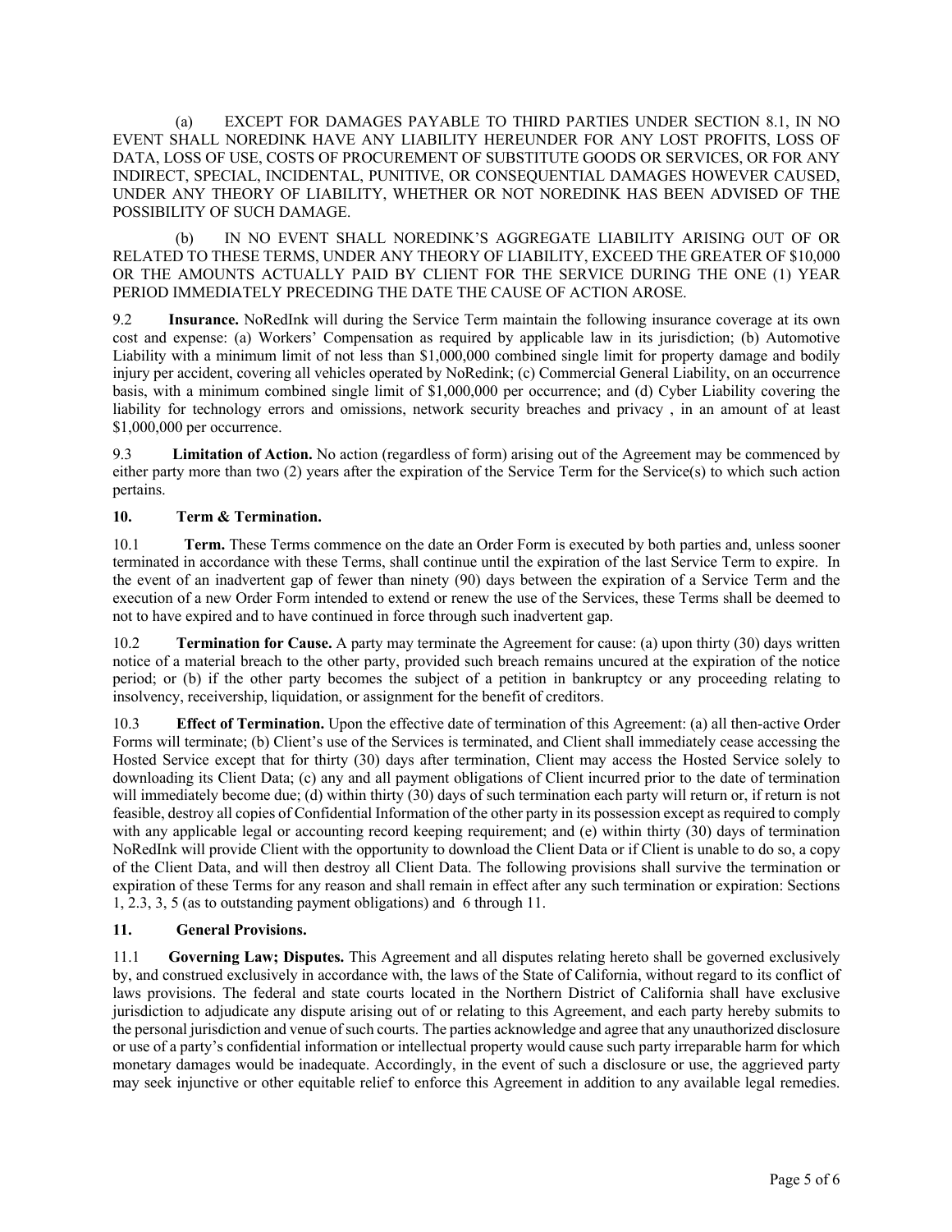(a) EXCEPT FOR DAMAGES PAYABLE TO THIRD PARTIES UNDER SECTION 8.1, IN NO EVENT SHALL NOREDINK HAVE ANY LIABILITY HEREUNDER FOR ANY LOST PROFITS, LOSS OF DATA, LOSS OF USE, COSTS OF PROCUREMENT OF SUBSTITUTE GOODS OR SERVICES, OR FOR ANY INDIRECT, SPECIAL, INCIDENTAL, PUNITIVE, OR CONSEQUENTIAL DAMAGES HOWEVER CAUSED, UNDER ANY THEORY OF LIABILITY, WHETHER OR NOT NOREDINK HAS BEEN ADVISED OF THE POSSIBILITY OF SUCH DAMAGE.

(b) IN NO EVENT SHALL NOREDINK'S AGGREGATE LIABILITY ARISING OUT OF OR RELATED TO THESE TERMS, UNDER ANY THEORY OF LIABILITY, EXCEED THE GREATER OF $10,000 OR THE AMOUNTS ACTUALLY PAID BY CLIENT FOR THE SERVICE DURING THE ONE (1) YEAR PERIOD IMMEDIATELY PRECEDING THE DATE THE CAUSE OF ACTION AROSE.

9.2 **Insurance.** NoRedInk will during the Service Term maintain the following insurance coverage at its own cost and expense: (a) Workers' Compensation as required by applicable law in its jurisdiction; (b) Automotive Liability with a minimum limit of not less than $1,000,000 combined single limit for property damage and bodily injury per accident, covering all vehicles operated by NoRedink; (c) Commercial General Liability, on an occurrence basis, with a minimum combined single limit of $1,000,000 per occurrence; and (d) Cyber Liability covering the liability for technology errors and omissions, network security breaches and privacy , in an amount of at least $1,000,000 per occurrence.

9.3 **Limitation of Action.** No action (regardless of form) arising out of the Agreement may be commenced by either party more than two (2) years after the expiration of the Service Term for the Service(s) to which such action pertains.

**10. Term & Termination.**

10.1 **Term.** These Terms commence on the date an Order Form is executed by both parties and, unless sooner terminated in accordance with these Terms, shall continue until the expiration of the last Service Term to expire. In the event of an inadvertent gap of fewer than ninety (90) days between the expiration of a Service Term and the execution of a new Order Form intended to extend or renew the use of the Services, these Terms shall be deemed to not to have expired and to have continued in force through such inadvertent gap.

10.2 **Termination for Cause.** A party may terminate the Agreement for cause: (a) upon thirty (30) days written notice of a material breach to the other party, provided such breach remains uncured at the expiration of the notice period; or (b) if the other party becomes the subject of a petition in bankruptcy or any proceeding relating to insolvency, receivership, liquidation, or assignment for the benefit of creditors.

10.3 **Effect of Termination.** Upon the effective date of termination of this Agreement: (a) all then-active Order Forms will terminate; (b) Client's use of the Services is terminated, and Client shall immediately cease accessing the Hosted Service except that for thirty (30) days after termination, Client may access the Hosted Service solely to downloading its Client Data; (c) any and all payment obligations of Client incurred prior to the date of termination will immediately become due; (d) within thirty (30) days of such termination each party will return or, if return is not feasible, destroy all copies of Confidential Information of the other party in its possession except as required to comply with any applicable legal or accounting record keeping requirement; and (e) within thirty (30) days of termination NoRedInk will provide Client with the opportunity to download the Client Data or if Client is unable to do so, a copy of the Client Data, and will then destroy all Client Data. The following provisions shall survive the termination or expiration of these Terms for any reason and shall remain in effect after any such termination or expiration: Sections 1, 2.3, 3, 5 (as to outstanding payment obligations) and 6 through 11.

**11. General Provisions.**

11.1 **Governing Law; Disputes.** This Agreement and all disputes relating hereto shall be governed exclusively by, and construed exclusively in accordance with, the laws of the State of California, without regard to its conflict of laws provisions. The federal and state courts located in the Northern District of California shall have exclusive jurisdiction to adjudicate any dispute arising out of or relating to this Agreement, and each party hereby submits to the personal jurisdiction and venue of such courts. The parties acknowledge and agree that any unauthorized disclosure or use of a party's confidential information or intellectual property would cause such party irreparable harm for which monetary damages would be inadequate. Accordingly, in the event of such a disclosure or use, the aggrieved party may seek injunctive or other equitable relief to enforce this Agreement in addition to any available legal remedies.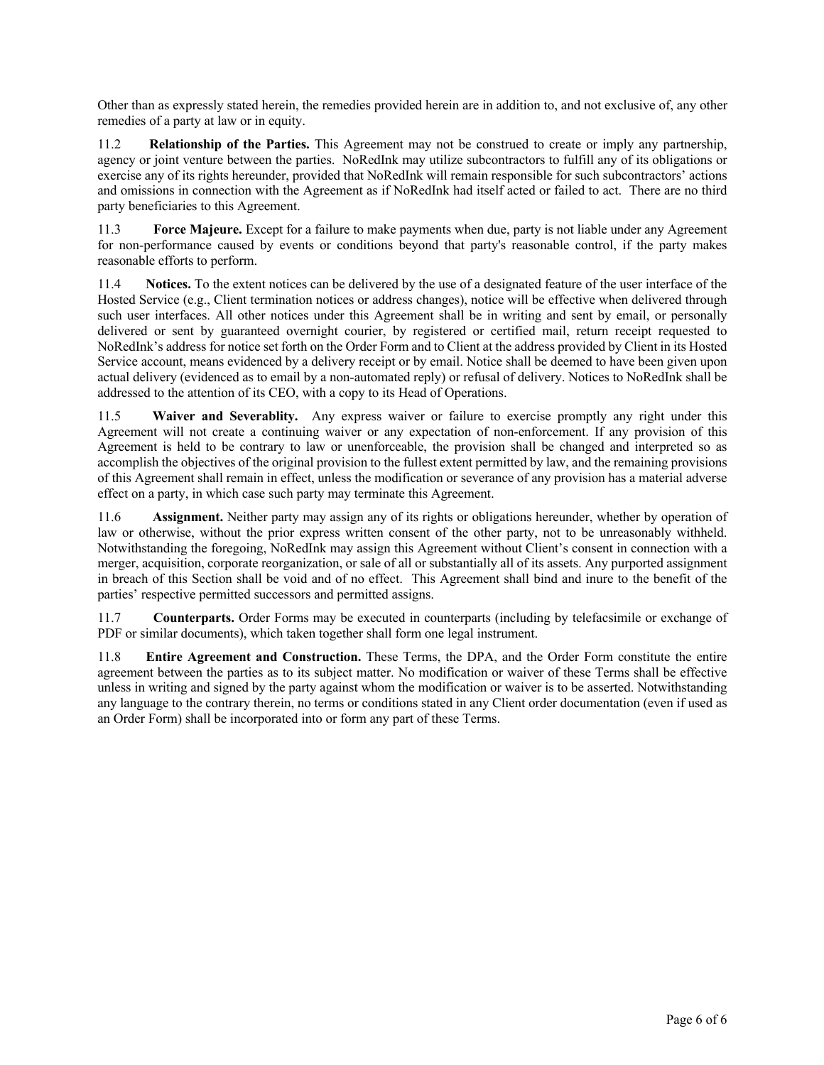Other than as expressly stated herein, the remedies provided herein are in addition to, and not exclusive of, any other remedies of a party at law or in equity.

11.2 **Relationship of the Parties.** This Agreement may not be construed to create or imply any partnership, agency or joint venture between the parties. NoRedInk may utilize subcontractors to fulfill any of its obligations or exercise any of its rights hereunder, provided that NoRedInk will remain responsible for such subcontractors' actions and omissions in connection with the Agreement as if NoRedInk had itself acted or failed to act. There are no third party beneficiaries to this Agreement.

11.3 **Force Majeure.** Except for a failure to make payments when due, party is not liable under any Agreement for non-performance caused by events or conditions beyond that party's reasonable control, if the party makes reasonable efforts to perform.

11.4 **Notices.** To the extent notices can be delivered by the use of a designated feature of the user interface of the Hosted Service (e.g., Client termination notices or address changes), notice will be effective when delivered through such user interfaces. All other notices under this Agreement shall be in writing and sent by email, or personally delivered or sent by guaranteed overnight courier, by registered or certified mail, return receipt requested to NoRedInk's address for notice set forth on the Order Form and to Client at the address provided by Client in its Hosted Service account, means evidenced by a delivery receipt or by email. Notice shall be deemed to have been given upon actual delivery (evidenced as to email by a non-automated reply) or refusal of delivery. Notices to NoRedInk shall be addressed to the attention of its CEO, with a copy to its Head of Operations.

11.5 **Waiver and Severablity.** Any express waiver or failure to exercise promptly any right under this Agreement will not create a continuing waiver or any expectation of non-enforcement. If any provision of this Agreement is held to be contrary to law or unenforceable, the provision shall be changed and interpreted so as accomplish the objectives of the original provision to the fullest extent permitted by law, and the remaining provisions of this Agreement shall remain in effect, unless the modification or severance of any provision has a material adverse effect on a party, in which case such party may terminate this Agreement.

11.6 **Assignment.** Neither party may assign any of its rights or obligations hereunder, whether by operation of law or otherwise, without the prior express written consent of the other party, not to be unreasonably withheld. Notwithstanding the foregoing, NoRedInk may assign this Agreement without Client's consent in connection with a merger, acquisition, corporate reorganization, or sale of all or substantially all of its assets. Any purported assignment in breach of this Section shall be void and of no effect. This Agreement shall bind and inure to the benefit of the parties' respective permitted successors and permitted assigns.

11.7 **Counterparts.** Order Forms may be executed in counterparts (including by telefacsimile or exchange of PDF or similar documents), which taken together shall form one legal instrument.

11.8 **Entire Agreement and Construction.** These Terms, the DPA, and the Order Form constitute the entire agreement between the parties as to its subject matter. No modification or waiver of these Terms shall be effective unless in writing and signed by the party against whom the modification or waiver is to be asserted. Notwithstanding any language to the contrary therein, no terms or conditions stated in any Client order documentation (even if used as an Order Form) shall be incorporated into or form any part of these Terms.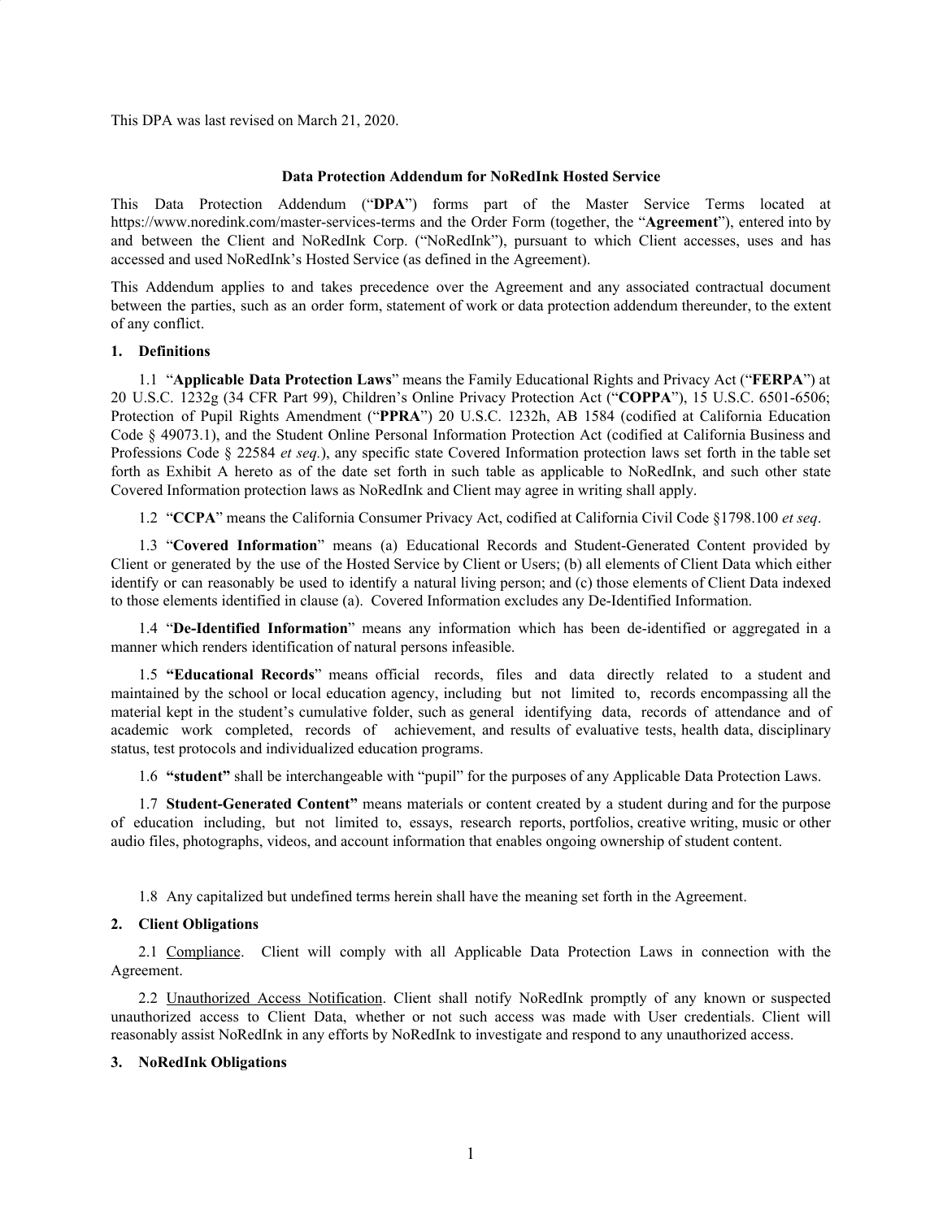This DPA was last revised on March 21, 2020.

## Data Protection Addendum for NoRedInk Hosted Service

This Data Protection Addendum ("**DPA**") forms part of the Master Service Terms located at https://www.noredink.com/master-services-terms and the Order Form (together, the "**Agreement**"), entered into by and between the Client and NoRedInk Corp. ("NoRedInk"), pursuant to which Client accesses, uses and has accessed and used NoRedInk's Hosted Service (as defined in the Agreement).

This Addendum applies to and takes precedence over the Agreement and any associated contractual document between the parties, such as an order form, statement of work or data protection addendum thereunder, to the extent of any conflict.

### 1. Definitions

1.1 "**Applicable Data Protection Laws**" means the Family Educational Rights and Privacy Act ("**FERPA**") at 20 U.S.C. 1232g (34 CFR Part 99), Children's Online Privacy Protection Act ("**COPPA**"), 15 U.S.C. 6501-6506; Protection of Pupil Rights Amendment ("**PPRA**") 20 U.S.C. 1232h, AB 1584 (codified at California Education Code § 49073.1), and the Student Online Personal Information Protection Act (codified at California Business and Professions Code § 22584 *et seq.*), any specific state Covered Information protection laws set forth in the table set forth as Exhibit A hereto as of the date set forth in such table as applicable to NoRedInk, and such other state Covered Information protection laws as NoRedInk and Client may agree in writing shall apply.

1.2 "**CCPA**" means the California Consumer Privacy Act, codified at California Civil Code §1798.100 *et seq*.

1.3 "**Covered Information**" means (a) Educational Records and Student-Generated Content provided by Client or generated by the use of the Hosted Service by Client or Users; (b) all elements of Client Data which either identify or can reasonably be used to identify a natural living person; and (c) those elements of Client Data indexed to those elements identified in clause (a). Covered Information excludes any De-Identified Information.

1.4 "**De-Identified Information**" means any information which has been de-identified or aggregated in a manner which renders identification of natural persons infeasible.

1.5 **"Educational Records**" means official records, files and data directly related to a student and maintained by the school or local education agency, including but not limited to, records encompassing all the material kept in the student's cumulative folder, such as general identifying data, records of attendance and of academic work completed, records of achievement, and results of evaluative tests, health data, disciplinary status, test protocols and individualized education programs.

1.6 **"student"** shall be interchangeable with "pupil" for the purposes of any Applicable Data Protection Laws.

1.7 **Student-Generated Content"** means materials or content created by a student during and for the purpose of education including, but not limited to, essays, research reports, portfolios, creative writing, music or other audio files, photographs, videos, and account information that enables ongoing ownership of student content.

1.8 Any capitalized but undefined terms herein shall have the meaning set forth in the Agreement.

### 2. Client Obligations

2.1 Compliance. Client will comply with all Applicable Data Protection Laws in connection with the Agreement.

2.2 Unauthorized Access Notification. Client shall notify NoRedInk promptly of any known or suspected unauthorized access to Client Data, whether or not such access was made with User credentials. Client will reasonably assist NoRedInk in any efforts by NoRedInk to investigate and respond to any unauthorized access.

### 3. NoRedInk Obligations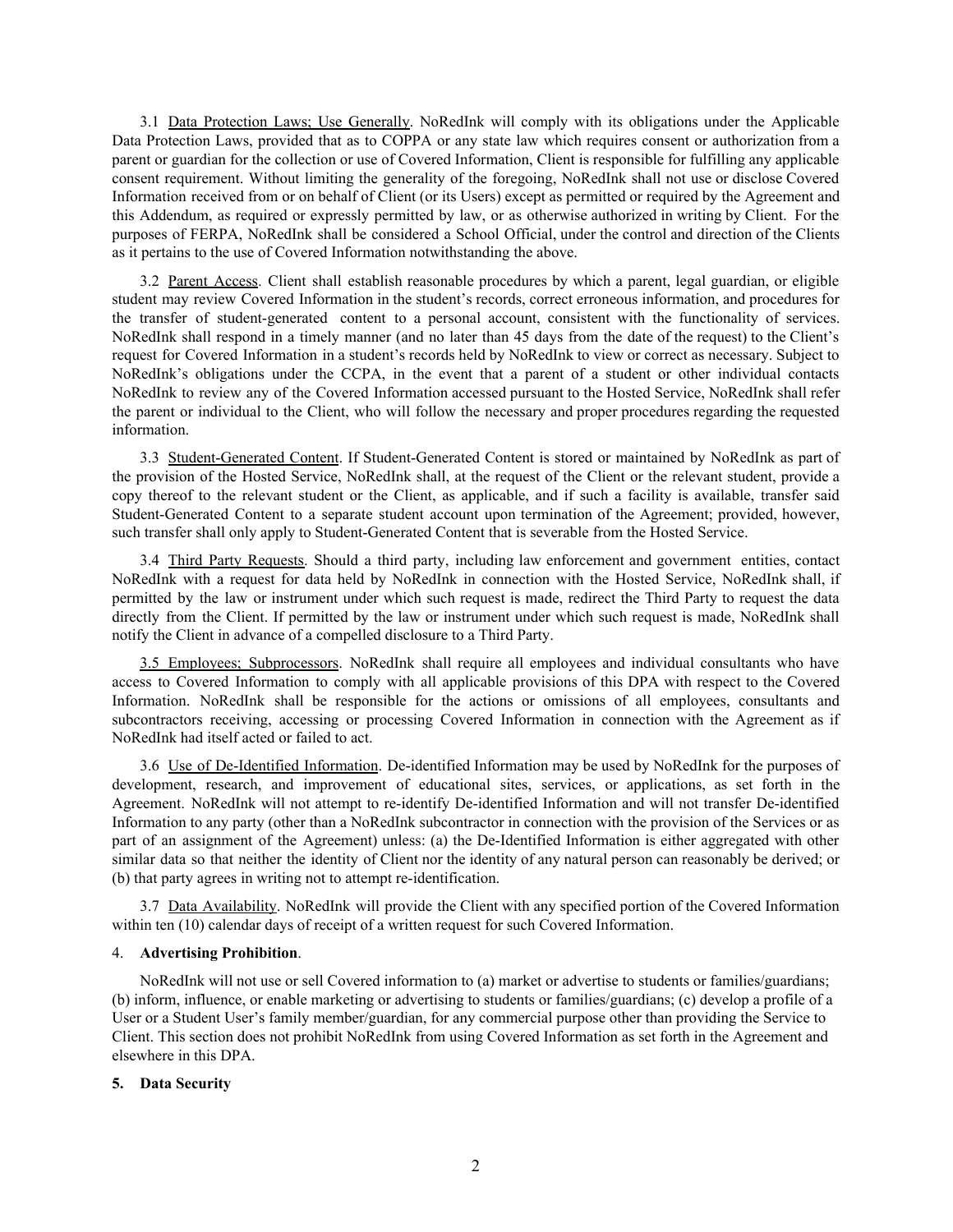3.1 Data Protection Laws; Use Generally. NoRedInk will comply with its obligations under the Applicable Data Protection Laws, provided that as to COPPA or any state law which requires consent or authorization from a parent or guardian for the collection or use of Covered Information, Client is responsible for fulfilling any applicable consent requirement. Without limiting the generality of the foregoing, NoRedInk shall not use or disclose Covered Information received from or on behalf of Client (or its Users) except as permitted or required by the Agreement and this Addendum, as required or expressly permitted by law, or as otherwise authorized in writing by Client. For the purposes of FERPA, NoRedInk shall be considered a School Official, under the control and direction of the Clients as it pertains to the use of Covered Information notwithstanding the above.

3.2 Parent Access. Client shall establish reasonable procedures by which a parent, legal guardian, or eligible student may review Covered Information in the student's records, correct erroneous information, and procedures for the transfer of student-generated content to a personal account, consistent with the functionality of services. NoRedInk shall respond in a timely manner (and no later than 45 days from the date of the request) to the Client's request for Covered Information in a student's records held by NoRedInk to view or correct as necessary. Subject to NoRedInk's obligations under the CCPA, in the event that a parent of a student or other individual contacts NoRedInk to review any of the Covered Information accessed pursuant to the Hosted Service, NoRedInk shall refer the parent or individual to the Client, who will follow the necessary and proper procedures regarding the requested information.

3.3 Student-Generated Content. If Student-Generated Content is stored or maintained by NoRedInk as part of the provision of the Hosted Service, NoRedInk shall, at the request of the Client or the relevant student, provide a copy thereof to the relevant student or the Client, as applicable, and if such a facility is available, transfer said Student-Generated Content to a separate student account upon termination of the Agreement; provided, however, such transfer shall only apply to Student-Generated Content that is severable from the Hosted Service.

3.4 Third Party Requests. Should a third party, including law enforcement and government entities, contact NoRedInk with a request for data held by NoRedInk in connection with the Hosted Service, NoRedInk shall, if permitted by the law or instrument under which such request is made, redirect the Third Party to request the data directly from the Client. If permitted by the law or instrument under which such request is made, NoRedInk shall notify the Client in advance of a compelled disclosure to a Third Party.

3.5 Employees; Subprocessors. NoRedInk shall require all employees and individual consultants who have access to Covered Information to comply with all applicable provisions of this DPA with respect to the Covered Information. NoRedInk shall be responsible for the actions or omissions of all employees, consultants and subcontractors receiving, accessing or processing Covered Information in connection with the Agreement as if NoRedInk had itself acted or failed to act.

3.6 Use of De-Identified Information. De-identified Information may be used by NoRedInk for the purposes of development, research, and improvement of educational sites, services, or applications, as set forth in the Agreement. NoRedInk will not attempt to re-identify De-identified Information and will not transfer De-identified Information to any party (other than a NoRedInk subcontractor in connection with the provision of the Services or as part of an assignment of the Agreement) unless: (a) the De-Identified Information is either aggregated with other similar data so that neither the identity of Client nor the identity of any natural person can reasonably be derived; or (b) that party agrees in writing not to attempt re-identification.

3.7 Data Availability. NoRedInk will provide the Client with any specified portion of the Covered Information within ten (10) calendar days of receipt of a written request for such Covered Information.

4. **Advertising Prohibition**.

NoRedInk will not use or sell Covered information to (a) market or advertise to students or families/guardians; (b) inform, influence, or enable marketing or advertising to students or families/guardians; (c) develop a profile of a User or a Student User's family member/guardian, for any commercial purpose other than providing the Service to Client. This section does not prohibit NoRedInk from using Covered Information as set forth in the Agreement and elsewhere in this DPA.

**5. Data Security**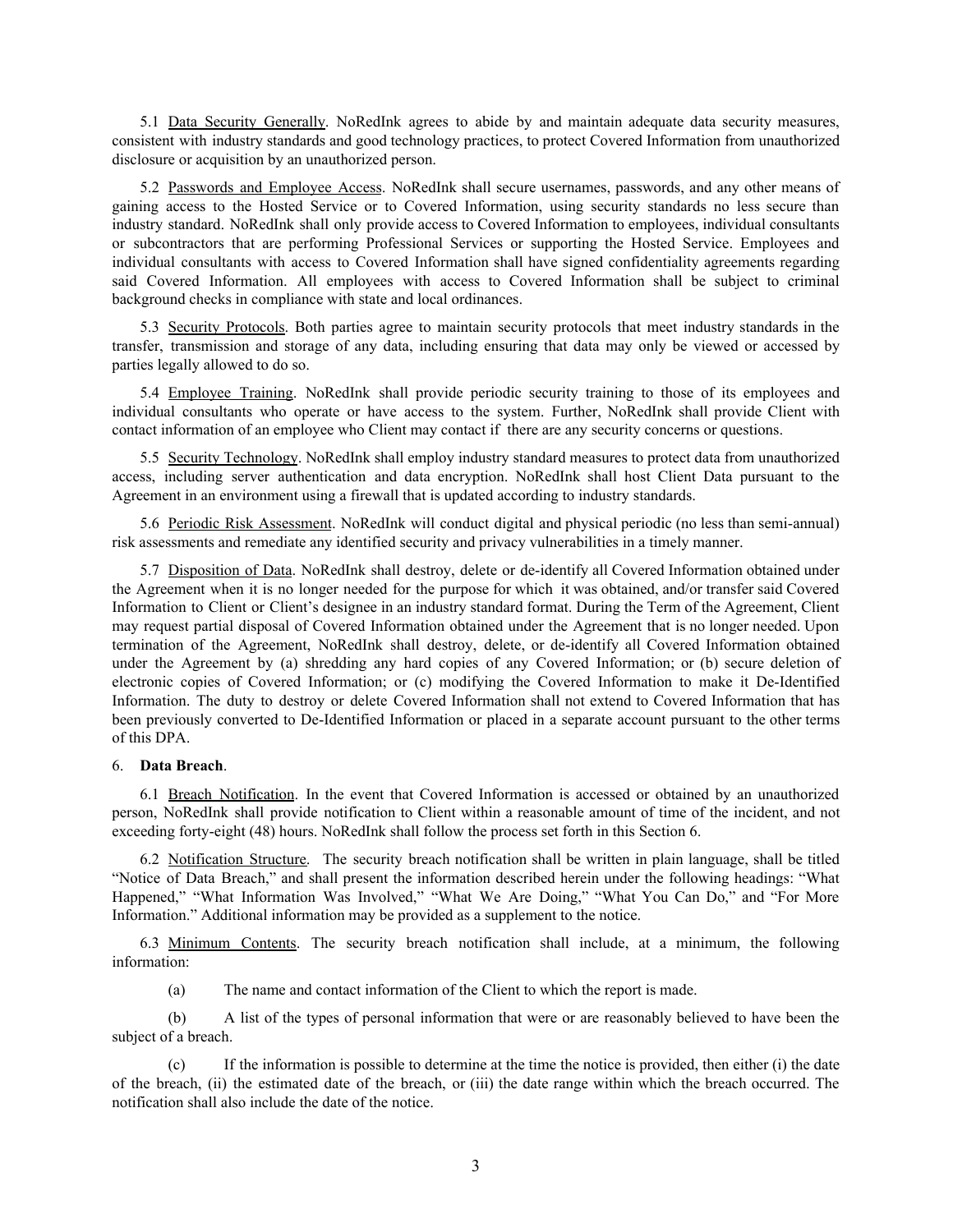5.1 Data Security Generally. NoRedInk agrees to abide by and maintain adequate data security measures, consistent with industry standards and good technology practices, to protect Covered Information from unauthorized disclosure or acquisition by an unauthorized person.

5.2 Passwords and Employee Access. NoRedInk shall secure usernames, passwords, and any other means of gaining access to the Hosted Service or to Covered Information, using security standards no less secure than industry standard. NoRedInk shall only provide access to Covered Information to employees, individual consultants or subcontractors that are performing Professional Services or supporting the Hosted Service. Employees and individual consultants with access to Covered Information shall have signed confidentiality agreements regarding said Covered Information. All employees with access to Covered Information shall be subject to criminal background checks in compliance with state and local ordinances.

5.3 Security Protocols. Both parties agree to maintain security protocols that meet industry standards in the transfer, transmission and storage of any data, including ensuring that data may only be viewed or accessed by parties legally allowed to do so.

5.4 Employee Training. NoRedInk shall provide periodic security training to those of its employees and individual consultants who operate or have access to the system. Further, NoRedInk shall provide Client with contact information of an employee who Client may contact if there are any security concerns or questions.

5.5 Security Technology. NoRedInk shall employ industry standard measures to protect data from unauthorized access, including server authentication and data encryption. NoRedInk shall host Client Data pursuant to the Agreement in an environment using a firewall that is updated according to industry standards.

5.6 Periodic Risk Assessment. NoRedInk will conduct digital and physical periodic (no less than semi-annual) risk assessments and remediate any identified security and privacy vulnerabilities in a timely manner.

5.7 Disposition of Data. NoRedInk shall destroy, delete or de-identify all Covered Information obtained under the Agreement when it is no longer needed for the purpose for which it was obtained, and/or transfer said Covered Information to Client or Client's designee in an industry standard format. During the Term of the Agreement, Client may request partial disposal of Covered Information obtained under the Agreement that is no longer needed. Upon termination of the Agreement, NoRedInk shall destroy, delete, or de-identify all Covered Information obtained under the Agreement by (a) shredding any hard copies of any Covered Information; or (b) secure deletion of electronic copies of Covered Information; or (c) modifying the Covered Information to make it De-Identified Information. The duty to destroy or delete Covered Information shall not extend to Covered Information that has been previously converted to De-Identified Information or placed in a separate account pursuant to the other terms of this DPA.

6. **Data Breach**.

6.1 Breach Notification. In the event that Covered Information is accessed or obtained by an unauthorized person, NoRedInk shall provide notification to Client within a reasonable amount of time of the incident, and not exceeding forty-eight (48) hours. NoRedInk shall follow the process set forth in this Section 6.

6.2 Notification Structure. The security breach notification shall be written in plain language, shall be titled "Notice of Data Breach," and shall present the information described herein under the following headings: "What Happened," "What Information Was Involved," "What We Are Doing," "What You Can Do," and "For More Information." Additional information may be provided as a supplement to the notice.

6.3 Minimum Contents. The security breach notification shall include, at a minimum, the following information:

(a) The name and contact information of the Client to which the report is made.

(b) A list of the types of personal information that were or are reasonably believed to have been the subject of a breach.

(c) If the information is possible to determine at the time the notice is provided, then either (i) the date of the breach, (ii) the estimated date of the breach, or (iii) the date range within which the breach occurred. The notification shall also include the date of the notice.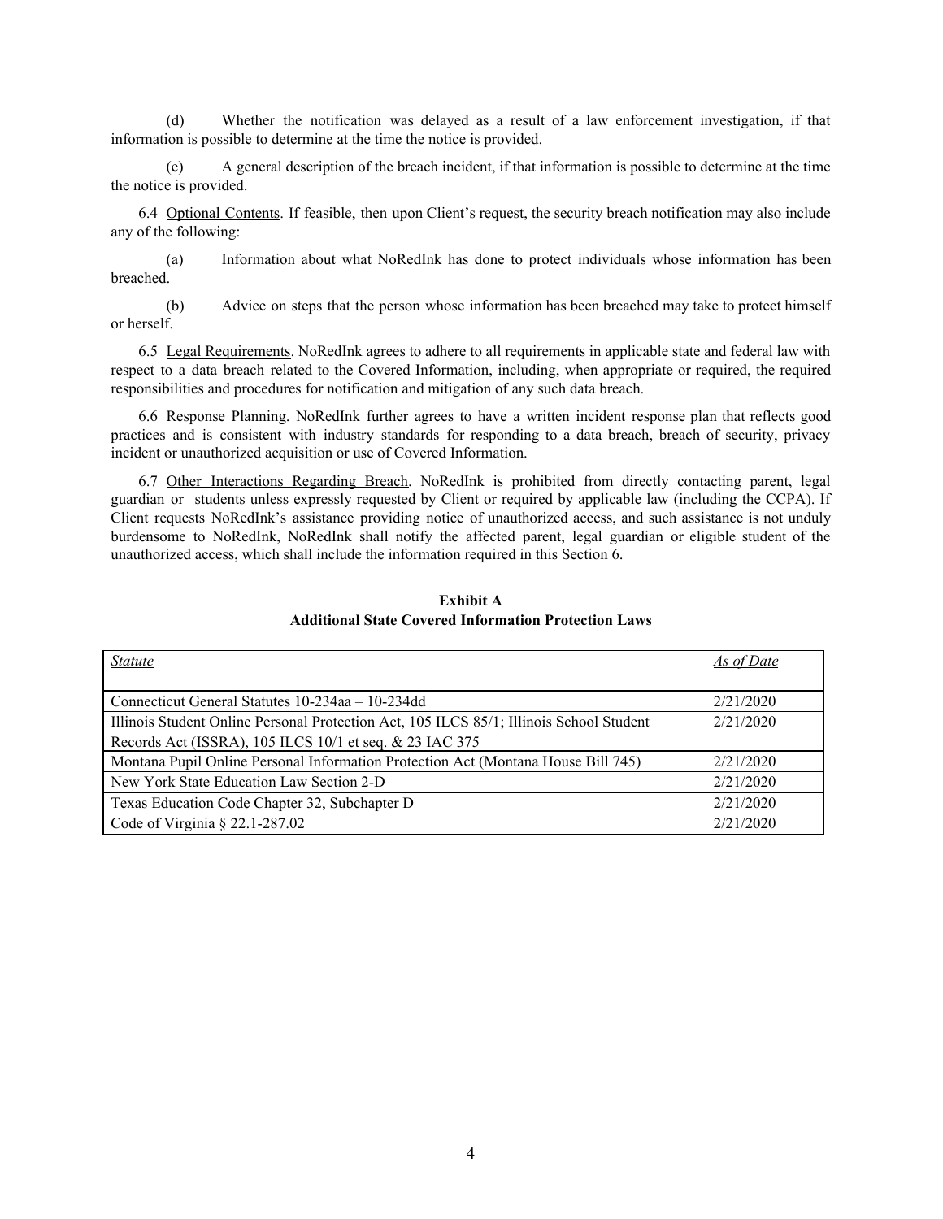(d) Whether the notification was delayed as a result of a law enforcement investigation, if that information is possible to determine at the time the notice is provided.

(e) A general description of the breach incident, if that information is possible to determine at the time the notice is provided.

6.4 Optional Contents. If feasible, then upon Client's request, the security breach notification may also include any of the following:

(a) Information about what NoRedInk has done to protect individuals whose information has been breached.

(b) Advice on steps that the person whose information has been breached may take to protect himself or herself.

6.5 Legal Requirements. NoRedInk agrees to adhere to all requirements in applicable state and federal law with respect to a data breach related to the Covered Information, including, when appropriate or required, the required responsibilities and procedures for notification and mitigation of any such data breach.

6.6 Response Planning. NoRedInk further agrees to have a written incident response plan that reflects good practices and is consistent with industry standards for responding to a data breach, breach of security, privacy incident or unauthorized acquisition or use of Covered Information.

6.7 Other Interactions Regarding Breach. NoRedInk is prohibited from directly contacting parent, legal guardian or students unless expressly requested by Client or required by applicable law (including the CCPA). If Client requests NoRedInk's assistance providing notice of unauthorized access, and such assistance is not unduly burdensome to NoRedInk, NoRedInk shall notify the affected parent, legal guardian or eligible student of the unauthorized access, which shall include the information required in this Section 6.

**Exhibit A**
**Additional State Covered Information Protection Laws**

| *Statute* | *As of Date* |
|---|---|
| Connecticut General Statutes 10-234aa – 10-234dd | 2/21/2020 |
| Illinois Student Online Personal Protection Act, 105 ILCS 85/1; Illinois School Student Records Act (ISSRA), 105 ILCS 10/1 et seq. & 23 IAC 375 | 2/21/2020 |
| Montana Pupil Online Personal Information Protection Act (Montana House Bill 745) | 2/21/2020 |
| New York State Education Law Section 2-D | 2/21/2020 |
| Texas Education Code Chapter 32, Subchapter D | 2/21/2020 |
| Code of Virginia § 22.1-287.02 | 2/21/2020 |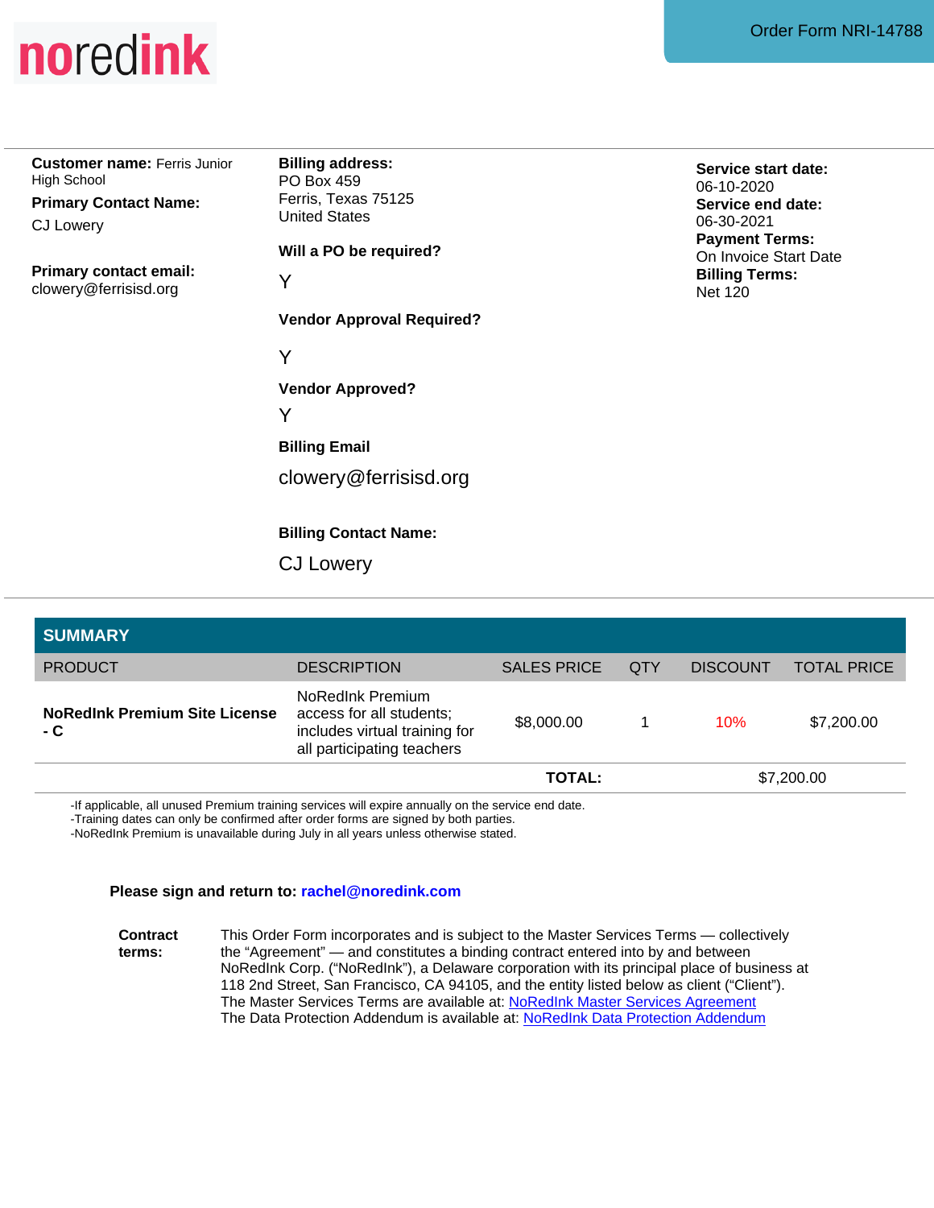noredink

Order Form NRI-14788

**Customer name:** Ferris Junior High School

**Primary Contact Name:**
CJ Lowery

**Primary contact email:**
clowery@ferrisisd.org

**Billing address:**
PO Box 459
Ferris, Texas 75125
United States

**Will a PO be required?**
Y

**Vendor Approval Required?**
Y

**Vendor Approved?**
Y

**Billing Email**
clowery@ferrisisd.org

**Billing Contact Name:**
CJ Lowery

**Service start date:**
06-10-2020
**Service end date:**
06-30-2021
**Payment Terms:**
On Invoice Start Date
**Billing Terms:**
Net 120

## SUMMARY

| PRODUCT | DESCRIPTION | SALES PRICE | QTY | DISCOUNT | TOTAL PRICE |
|---|---|---|---|---|---|
| **NoRedInk Premium Site License - C** | NoRedInk Premium access for all students; includes virtual training for all participating teachers | $8,000.00 | 1 | 10% | $7,200.00 |
| | | **TOTAL:** | | | $7,200.00 |

-If applicable, all unused Premium training services will expire annually on the service end date.
-Training dates can only be confirmed after order forms are signed by both parties.
-NoRedInk Premium is unavailable during July in all years unless otherwise stated.

**Please sign and return to: rachel@noredink.com**

**Contract terms:** This Order Form incorporates and is subject to the Master Services Terms — collectively the "Agreement" — and constitutes a binding contract entered into by and between NoRedInk Corp. ("NoRedInk"), a Delaware corporation with its principal place of business at 118 2nd Street, San Francisco, CA 94105, and the entity listed below as client ("Client").
The Master Services Terms are available at: NoRedInk Master Services Agreement
The Data Protection Addendum is available at: NoRedInk Data Protection Addendum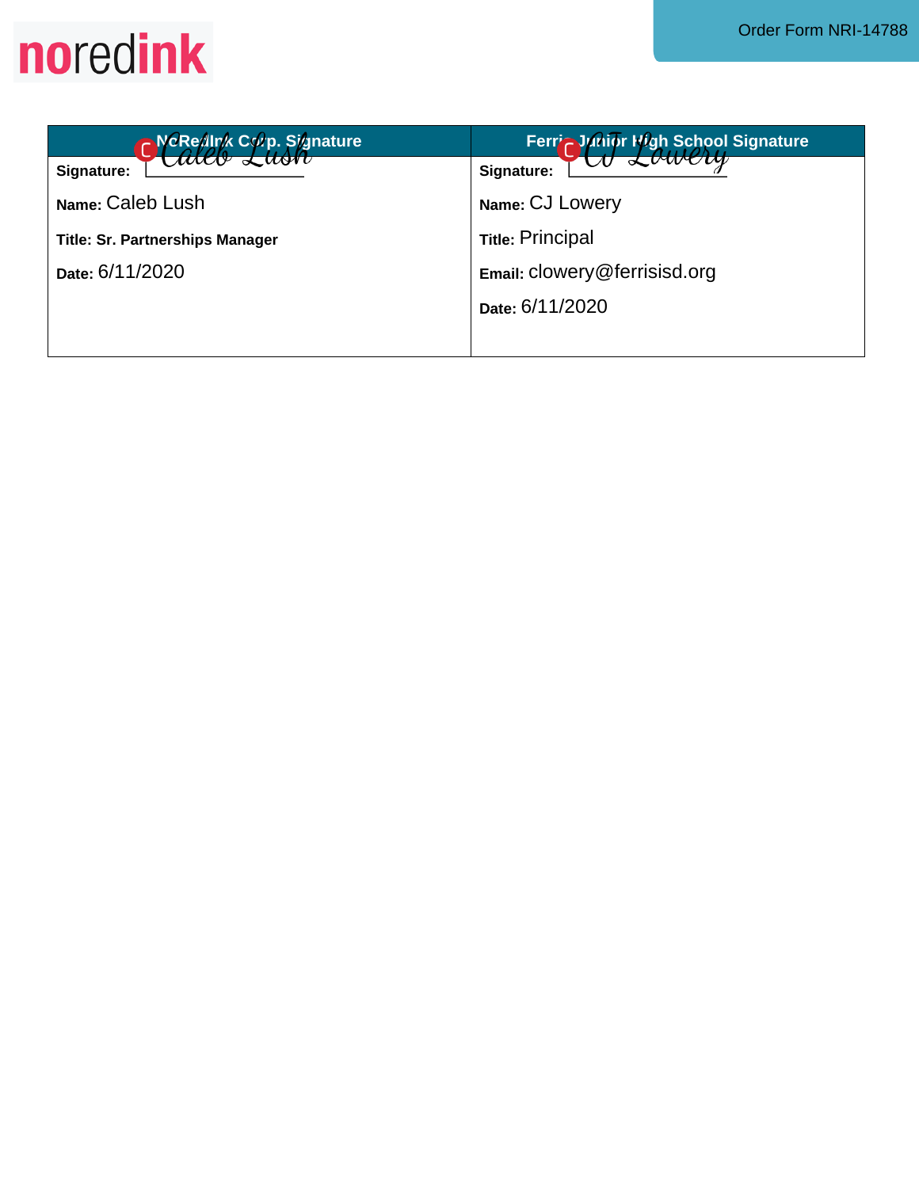noredink

Order Form NRI-14788

| NoRedInk Corp. Signature | Ferris Junior High School Signature |
| --- | --- |
| **Signature:** Caleb Lush | **Signature:** CJ Lowery |
| **Name:** Caleb Lush | **Name:** CJ Lowery |
| **Title: Sr. Partnerships Manager** | **Title:** Principal |
| **Date:** 6/11/2020 | **Email:** clowery@ferrisisd.org |
| | **Date:** 6/11/2020 |